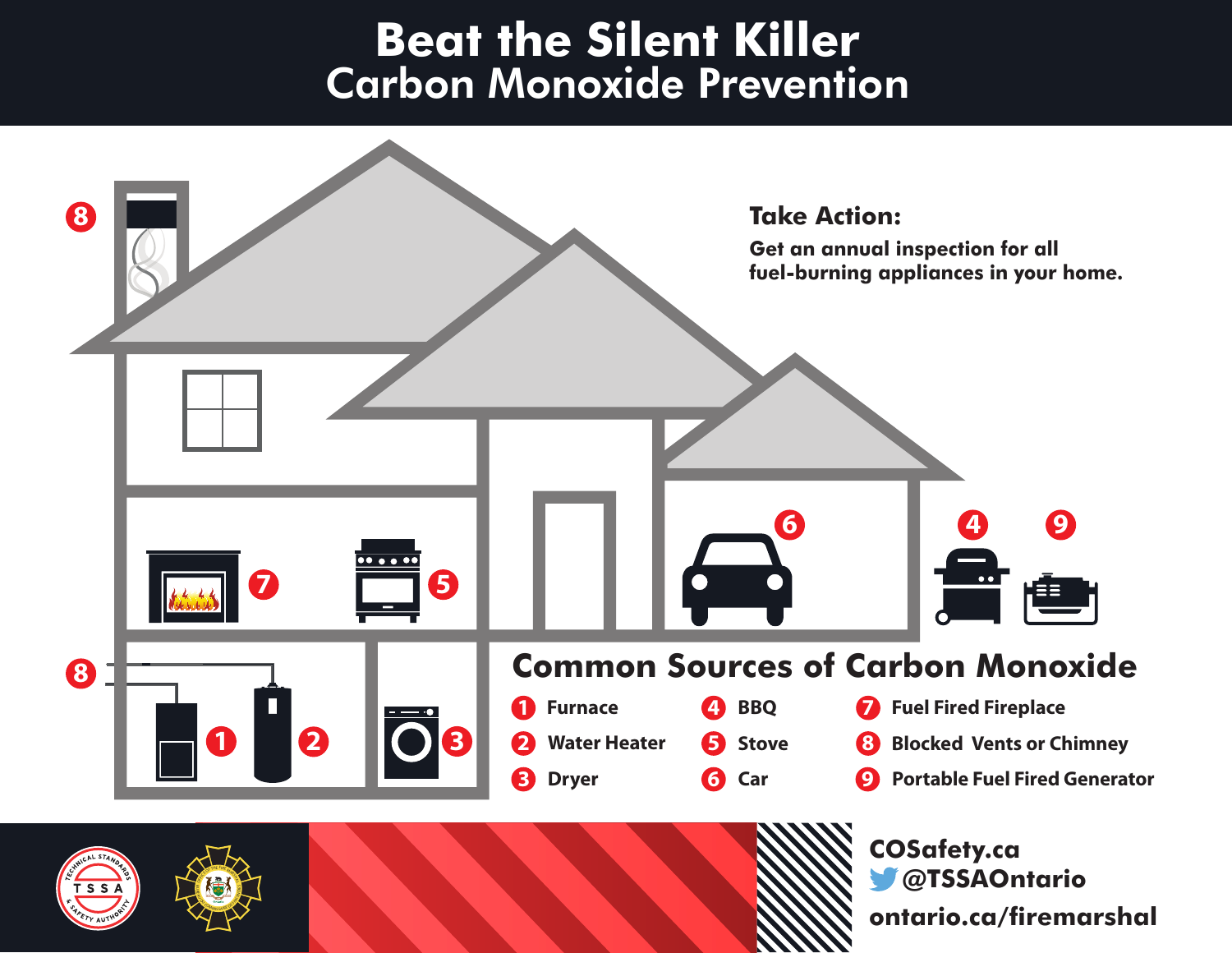# Beat the Silent Killer
## Carbon Monoxide Prevention

**Take Action:**

**Get an annual inspection for all fuel-burning appliances in your home.**

## Common Sources of Carbon Monoxide

1. Furnace
2. Water Heater
3. Dryer
4. BBQ
5. Stove
6. Car
7. Fuel Fired Fireplace
8. Blocked Vents or Chimney
9. Portable Fuel Fired Generator

COSafety.ca
@TSSAOntario
ontario.ca/firemarshal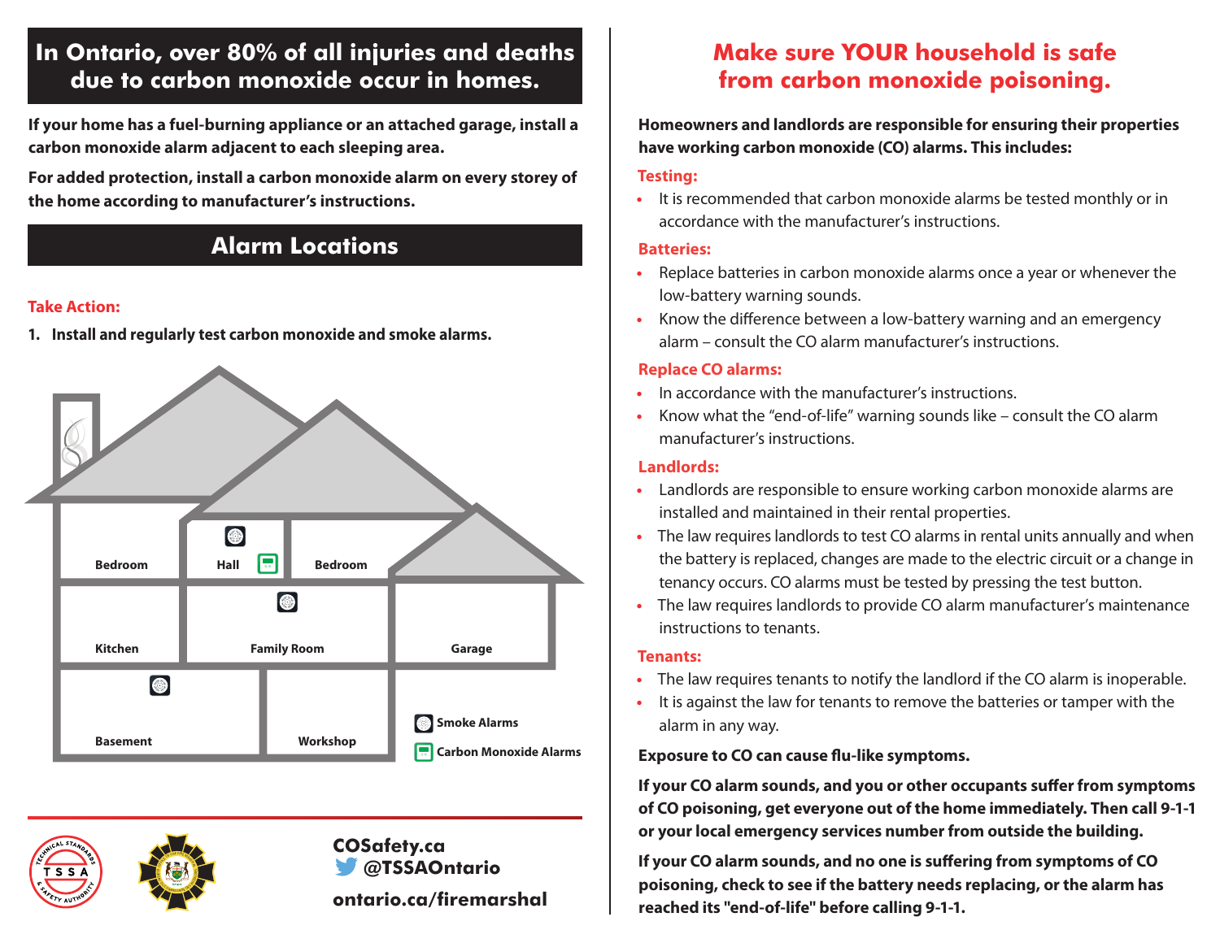# In Ontario, over 80% of all injuries and deaths due to carbon monoxide occur in homes.

**If your home has a fuel-burning appliance or an attached garage, install a carbon monoxide alarm adjacent to each sleeping area.**

**For added protection, install a carbon monoxide alarm on every storey of the home according to manufacturer's instructions.**

## Alarm Locations

**Take Action:**

1. **Install and regularly test carbon monoxide and smoke alarms.**

Bedroom
Hall
Bedroom
Kitchen
Family Room
Garage
Basement
Workshop
Smoke Alarms
Carbon Monoxide Alarms

**COSafety.ca**
**@TSSAOntario**
**ontario.ca/firemarshal**

## Make sure YOUR household is safe from carbon monoxide poisoning.

**Homeowners and landlords are responsible for ensuring their properties have working carbon monoxide (CO) alarms. This includes:**

**Testing:**

- It is recommended that carbon monoxide alarms be tested monthly or in accordance with the manufacturer's instructions.

**Batteries:**

- Replace batteries in carbon monoxide alarms once a year or whenever the low-battery warning sounds.
- Know the difference between a low-battery warning and an emergency alarm – consult the CO alarm manufacturer's instructions.

**Replace CO alarms:**

- In accordance with the manufacturer's instructions.
- Know what the "end-of-life" warning sounds like – consult the CO alarm manufacturer's instructions.

**Landlords:**

- Landlords are responsible to ensure working carbon monoxide alarms are installed and maintained in their rental properties.
- The law requires landlords to test CO alarms in rental units annually and when the battery is replaced, changes are made to the electric circuit or a change in tenancy occurs. CO alarms must be tested by pressing the test button.
- The law requires landlords to provide CO alarm manufacturer's maintenance instructions to tenants.

**Tenants:**

- The law requires tenants to notify the landlord if the CO alarm is inoperable.
- It is against the law for tenants to remove the batteries or tamper with the alarm in any way.

**Exposure to CO can cause flu-like symptoms.**

**If your CO alarm sounds, and you or other occupants suffer from symptoms of CO poisoning, get everyone out of the home immediately. Then call 9-1-1 or your local emergency services number from outside the building.**

**If your CO alarm sounds, and no one is suffering from symptoms of CO poisoning, check to see if the battery needs replacing, or the alarm has reached its "end-of-life" before calling 9-1-1.**